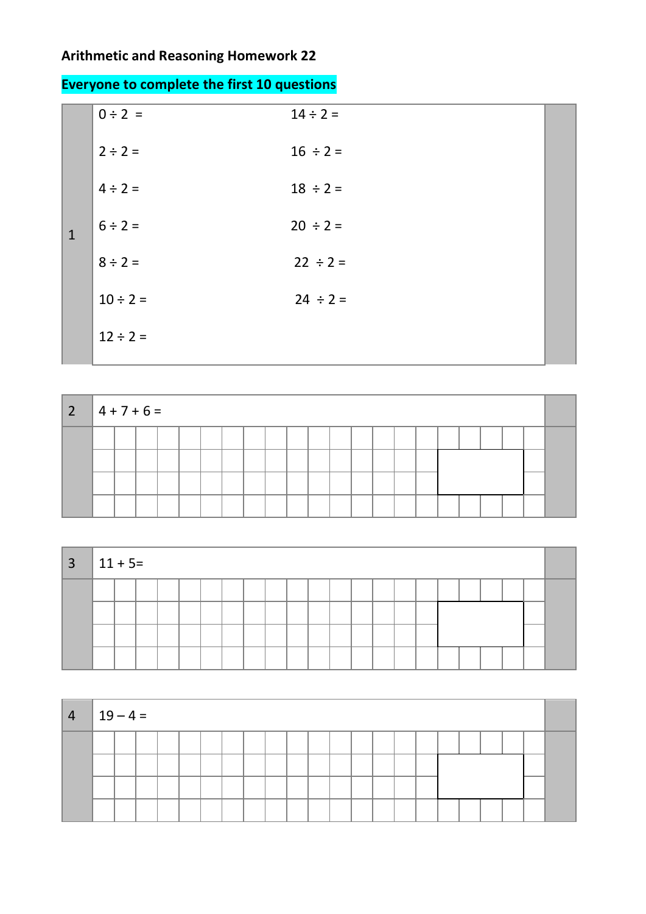**Arithmetic and Reasoning Homework 22**

**Everyone to complete the first 10 questions**

**1**

| | |
|---|---|
| 0 ÷ 2 = | 14 ÷ 2 = |
| 2 ÷ 2 = | 16 ÷ 2 = |
| 4 ÷ 2 = | 18 ÷ 2 = |
| 6 ÷ 2 = | 20 ÷ 2 = |
| 8 ÷ 2 = | 22 ÷ 2 = |
| 10 ÷ 2 = | 24 ÷ 2 = |
| 12 ÷ 2 = | |

**2** 4 + 7 + 6 =

**3** 11 + 5=

**4** 19 – 4 =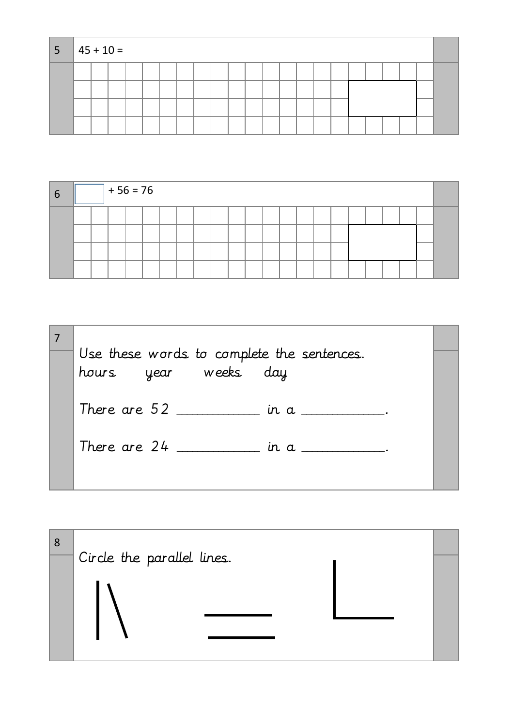5

45 + 10 =

6

☐ + 56 = 76

7

Use these words to complete the sentences.

hours year weeks day

There are 52 ___________ in a ___________.

There are 24 ___________ in a ___________.

8

Circle the parallel lines.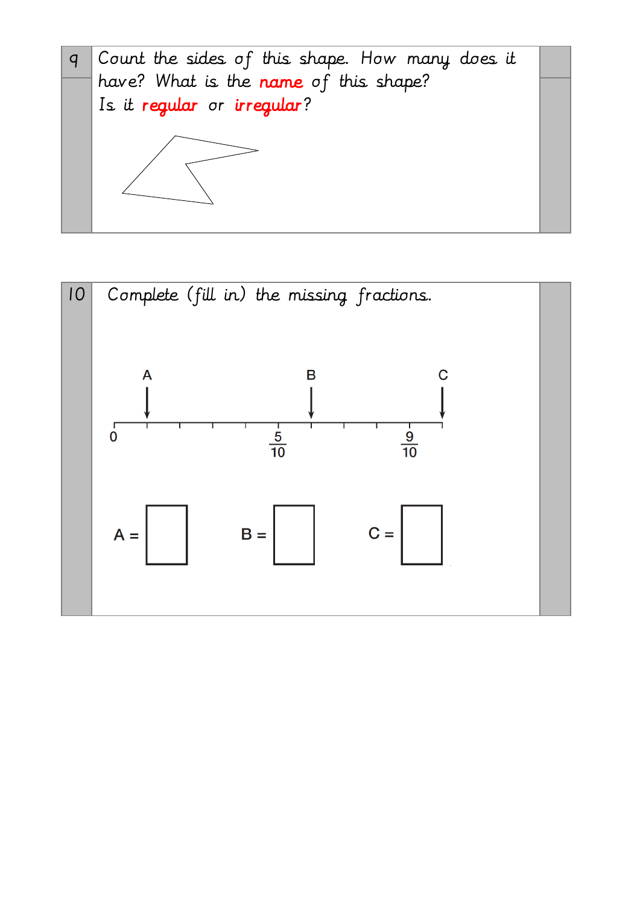**9**

Count the sides of this shape. How many does it have? What is the **name** of this shape?
Is it **regular** or **irregular**?

**10**

Complete (fill in) the missing fractions.

A B C

0 $\frac{5}{10}$ $\frac{9}{10}$

A = ☐ B = ☐ C = ☐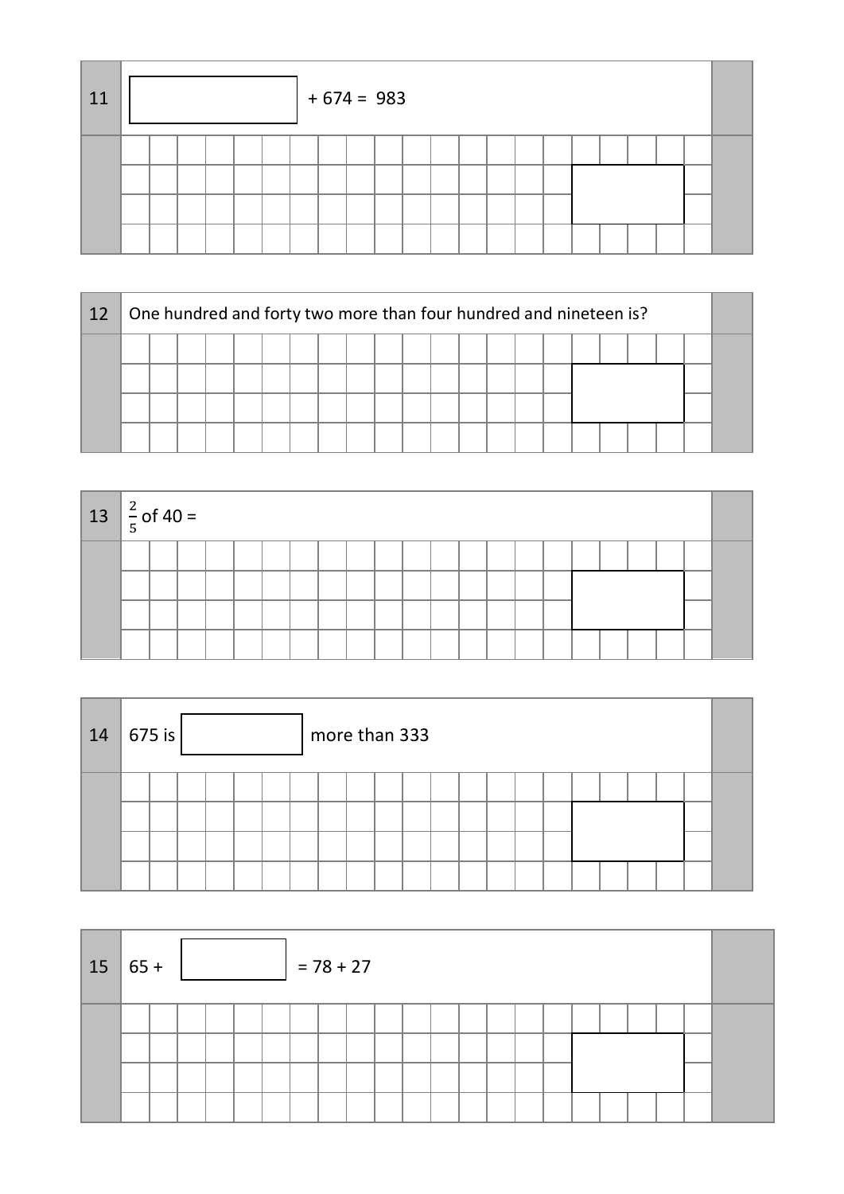**11** $\boxed{\phantom{000}}$ + 674 = 983

**12** One hundred and forty two more than four hundred and nineteen is?

**13** $\frac{2}{5}$ of 40 =

**14** 675 is $\boxed{\phantom{000}}$ more than 333

**15** 65 + $\boxed{\phantom{000}}$ = 78 + 27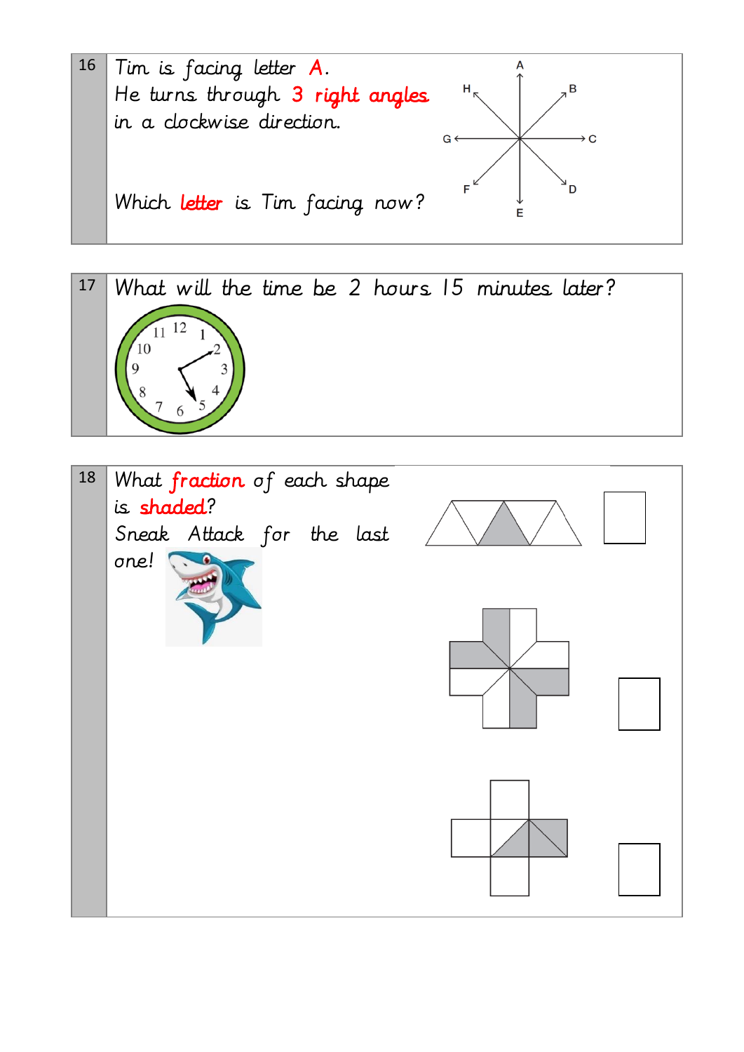**16**

Tim is facing letter A.
He turns through 3 right angles in a clockwise direction.

Which letter is Tim facing now?

A, B, C, D, E, F, G, H

**17**

What will the time be 2 hours 15 minutes later?

**18**

What fraction of each shape is shaded?
Sneak Attack for the last one!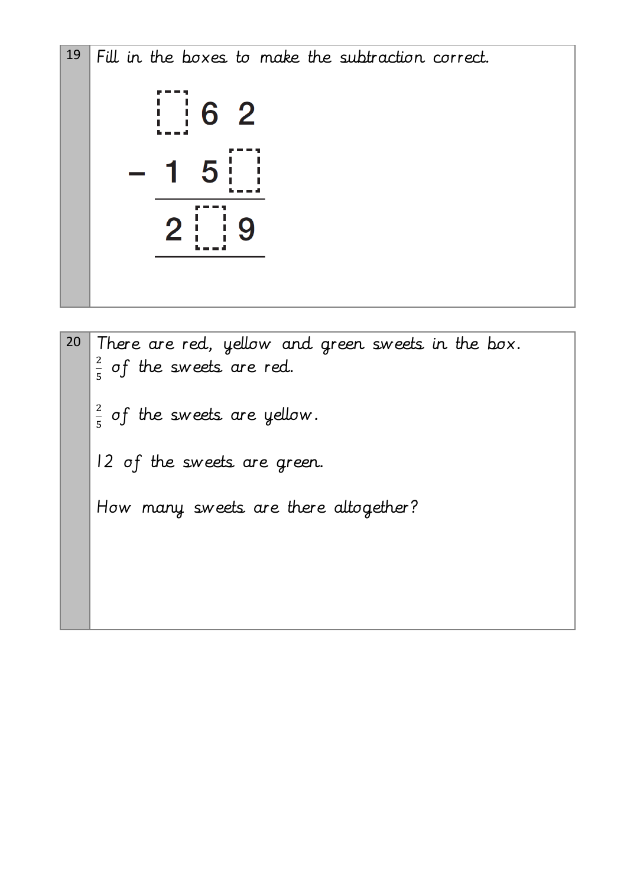**19** Fill in the boxes to make the subtraction correct.

$$
\begin{array}{r}
\square\ 6\ 2 \\
-\ 1\ 5\ \square \\
\hline
2\ \square\ 9 \\
\hline
\end{array}
$$

**20** There are red, yellow and green sweets in the box.

$\frac{2}{5}$ of the sweets are red.

$\frac{2}{5}$ of the sweets are yellow.

12 of the sweets are green.

How many sweets are there altogether?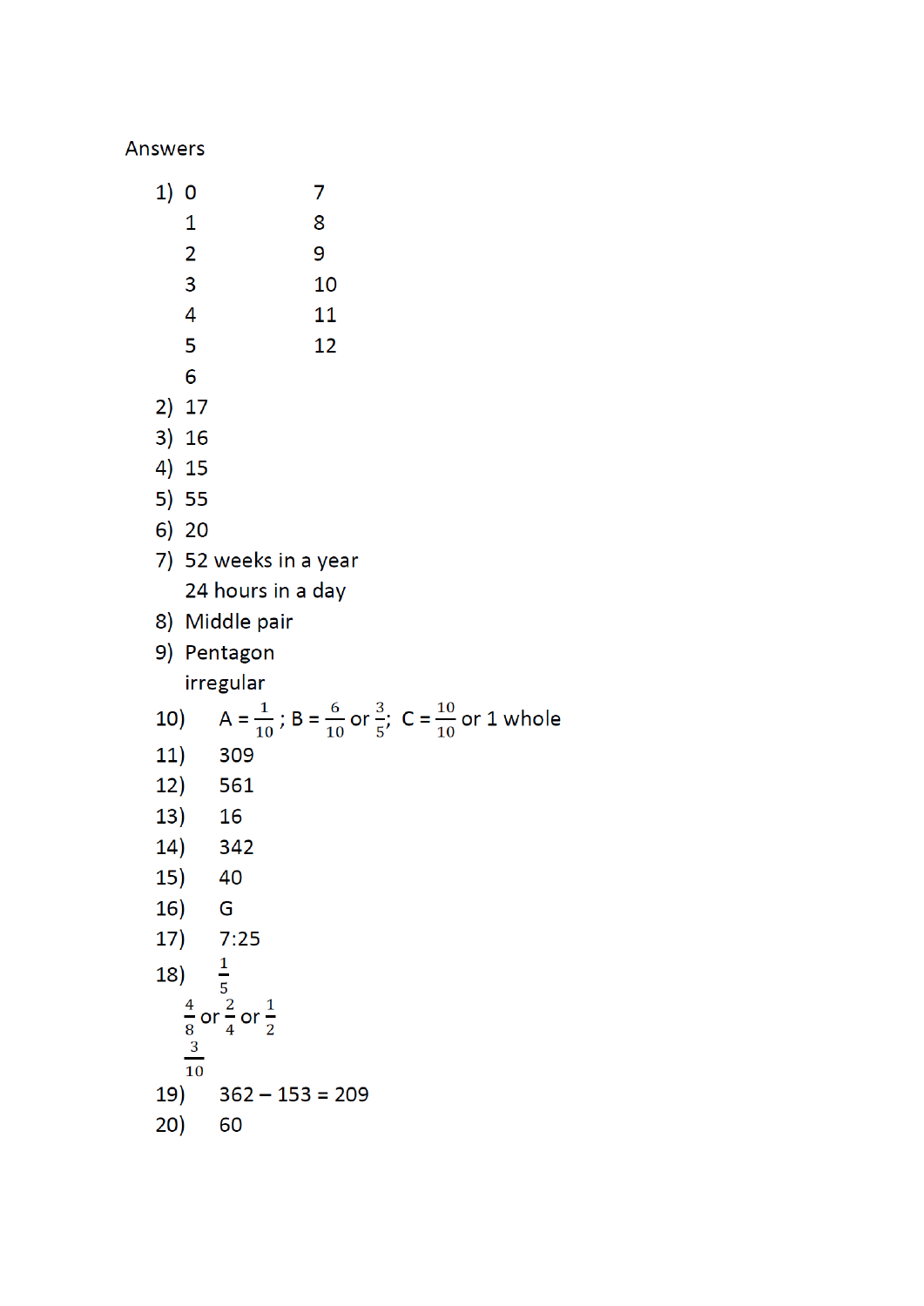Answers

1) 0, 1, 2, 3, 4, 5, 6, 7, 8, 9, 10, 11, 12
2) 17
3) 16
4) 15
5) 55
6) 20
7) 52 weeks in a year
   24 hours in a day
8) Middle pair
9) Pentagon
   irregular
10) A = $\frac{1}{10}$; B = $\frac{6}{10}$ or $\frac{3}{5}$; C = $\frac{10}{10}$ or 1 whole
11) 309
12) 561
13) 16
14) 342
15) 40
16) G
17) 7:25
18) $\frac{1}{5}$
    $\frac{4}{8}$ or $\frac{2}{4}$ or $\frac{1}{2}$
    $\frac{3}{10}$
19) 362 – 153 = 209
20) 60